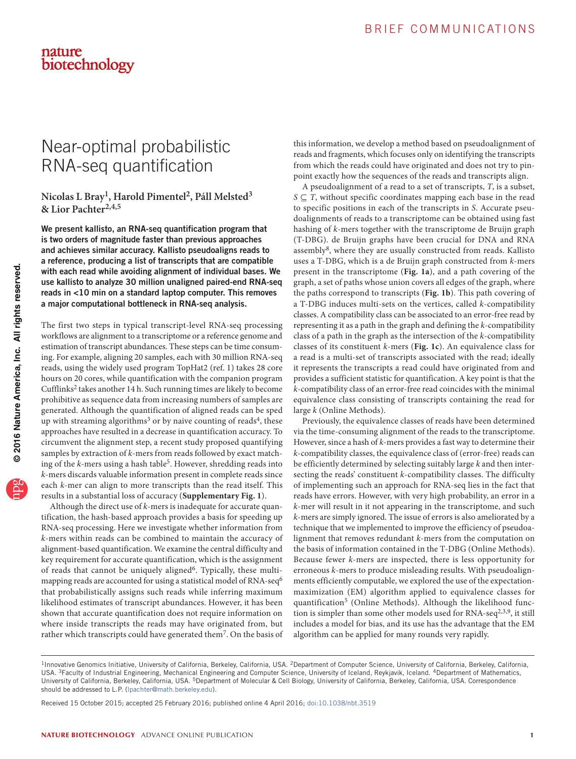# Near-optimal probabilistic RNA-seq quantification

**Nicolas L Bray[1], Harold Pimentel[2], Páll Melsted[3] & Lior Pachter[2,4,5]**

**We present kallisto, an RNA-seq quantification program that is two orders of magnitude faster than previous approaches and achieves similar accuracy. Kallisto pseudoaligns reads to a reference, producing a list of transcripts that are compatible with each read while avoiding alignment of individual bases. We use kallisto to analyze 30 million unaligned paired-end RNA-seq reads in <10 min on a standard laptop computer. This removes a major computational bottleneck in RNA-seq analysis.**

The first two steps in typical transcript-level RNA-seq processing workflows are alignment to a transcriptome or a reference genome and estimation of transcript abundances. These steps can be time consuming. For example, aligning 20 samples, each with 30 million RNA-seq reads, using the widely used program TopHat2 (ref. 1) takes 28 core hours on 20 cores, while quantification with the companion program Cufflinks[2] takes another 14 h. Such running times are likely to become prohibitive as sequence data from increasing numbers of samples are generated. Although the quantification of aligned reads can be sped up with streaming algorithms[3] or by naive counting of reads[4], these approaches have resulted in a decrease in quantification accuracy. To circumvent the alignment step, a recent study proposed quantifying samples by extraction of *k*-mers from reads followed by exact matching of the *k*-mers using a hash table[5]. However, shredding reads into *k*-mers discards valuable information present in complete reads since each *k*-mer can align to more transcripts than the read itself. This results in a substantial loss of accuracy (**Supplementary Fig. 1**).

Although the direct use of *k*-mers is inadequate for accurate quantification, the hash-based approach provides a basis for speeding up RNA-seq processing. Here we investigate whether information from *k*-mers within reads can be combined to maintain the accuracy of alignment-based quantification. We examine the central difficulty and key requirement for accurate quantification, which is the assignment of reads that cannot be uniquely aligned[6]. Typically, these multi-mapping reads are accounted for using a statistical model of RNA-seq[6] that probabilistically assigns such reads while inferring maximum likelihood estimates of transcript abundances. However, it has been shown that accurate quantification does not require information on where inside transcripts the reads may have originated from, but rather which transcripts could have generated them[7]. On the basis of this information, we develop a method based on pseudoalignment of reads and fragments, which focuses only on identifying the transcripts from which the reads could have originated and does not try to pinpoint exactly how the sequences of the reads and transcripts align.

A pseudoalignment of a read to a set of transcripts, $T$, is a subset, $S \subseteq T$, without specific coordinates mapping each base in the read to specific positions in each of the transcripts in $S$. Accurate pseudoalignments of reads to a transcriptome can be obtained using fast hashing of *k*-mers together with the transcriptome de Bruijn graph (T-DBG). de Bruijn graphs have been crucial for DNA and RNA assembly[8], where they are usually constructed from reads. Kallisto uses a T-DBG, which is a de Bruijn graph constructed from *k*-mers present in the transcriptome (**Fig. 1a**), and a path covering of the graph, a set of paths whose union covers all edges of the graph, where the paths correspond to transcripts (**Fig. 1b**). This path covering of a T-DBG induces multi-sets on the vertices, called *k*-compatibility classes. A compatibility class can be associated to an error-free read by representing it as a path in the graph and defining the *k*-compatibility class of a path in the graph as the intersection of the *k*-compatibility classes of its constituent *k*-mers (**Fig. 1c**). An equivalence class for a read is a multi-set of transcripts associated with the read; ideally it represents the transcripts a read could have originated from and provides a sufficient statistic for quantification. A key point is that the *k*-compatibility class of an error-free read coincides with the minimal equivalence class consisting of transcripts containing the read for large *k* (Online Methods).

Previously, the equivalence classes of reads have been determined via the time-consuming alignment of the reads to the transcriptome. However, since a hash of *k*-mers provides a fast way to determine their *k*-compatibility classes, the equivalence class of (error-free) reads can be efficiently determined by selecting suitably large *k* and then intersecting the reads' constituent *k*-compatibility classes. The difficulty of implementing such an approach for RNA-seq lies in the fact that reads have errors. However, with very high probability, an error in a *k*-mer will result in it not appearing in the transcriptome, and such *k*-mers are simply ignored. The issue of errors is also ameliorated by a technique that we implemented to improve the efficiency of pseudoalignment that removes redundant *k*-mers from the computation on the basis of information contained in the T-DBG (Online Methods). Because fewer *k*-mers are inspected, there is less opportunity for erroneous *k*-mers to produce misleading results. With pseudoalignments efficiently computable, we explored the use of the expectation-maximization (EM) algorithm applied to equivalence classes for quantification[5] (Online Methods). Although the likelihood function is simpler than some other models used for RNA-seq[2,3,9], it still includes a model for bias, and its use has the advantage that the EM algorithm can be applied for many rounds very rapidly.

[1]Innovative Genomics Initiative, University of California, Berkeley, California, USA. [2]Department of Computer Science, University of California, Berkeley, California, USA. [3]Faculty of Industrial Engineering, Mechanical Engineering and Computer Science, University of Iceland, Reykjavik, Iceland. [4]Department of Mathematics, University of California, Berkeley, California, USA. [5]Department of Molecular & Cell Biology, University of California, Berkeley, California, USA. Correspondence should be addressed to L.P. (lpachter@math.berkeley.edu).

Received 15 October 2015; accepted 25 February 2016; published online 4 April 2016; doi:10.1038/nbt.3519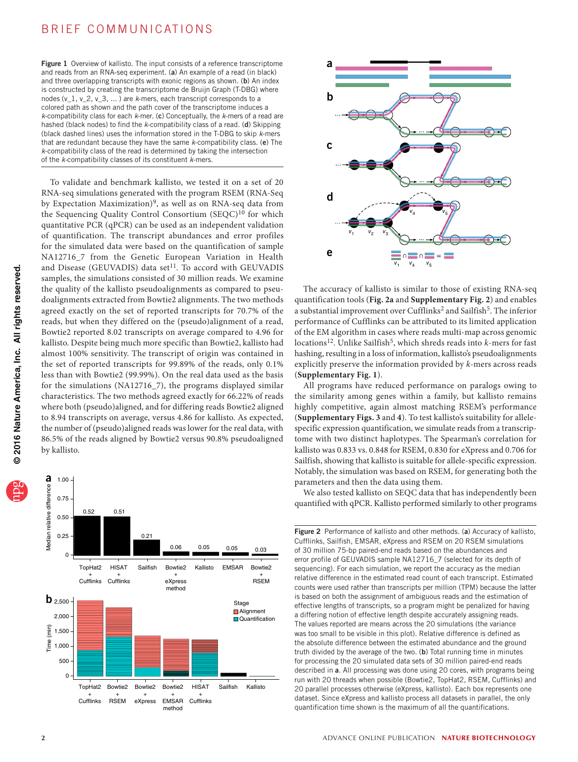Figure 1 Overview of kallisto. The input consists of a reference transcriptome and reads from an RNA-seq experiment. (**a**) An example of a read (in black) and three overlapping transcripts with exonic regions as shown. (**b**) An index is constructed by creating the transcriptome de Bruijn Graph (T-DBG) where nodes (v_1, v_2, v_3, ... ) are *k*-mers, each transcript corresponds to a colored path as shown and the path cover of the transcriptome induces a *k*-compatibility class for each *k*-mer. (**c**) Conceptually, the *k*-mers of a read are hashed (black nodes) to find the *k*-compatibility class of a read. (**d**) Skipping (black dashed lines) uses the information stored in the T-DBG to skip *k*-mers that are redundant because they have the same *k*-compatibility class. (**e**) The *k*-compatibility class of the read is determined by taking the intersection of the *k*-compatibility classes of its constituent *k*-mers.

To validate and benchmark kallisto, we tested it on a set of 20 RNA-seq simulations generated with the program RSEM (RNA-Seq by Expectation Maximization)[9], as well as on RNA-seq data from the Sequencing Quality Control Consortium (SEQC)[10] for which quantitative PCR (qPCR) can be used as an independent validation of quantification. The transcript abundances and error profiles for the simulated data were based on the quantification of sample NA12716_7 from the Genetic European Variation in Health and Disease (GEUVADIS) data set[11]. To accord with GEUVADIS samples, the simulations consisted of 30 million reads. We examine the quality of the kallisto pseudoalignments as compared to pseudoalignments extracted from Bowtie2 alignments. The two methods agreed exactly on the set of reported transcripts for 70.7% of the reads, but when they differed on the (pseudo)alignment of a read, Bowtie2 reported 8.02 transcripts on average compared to 4.96 for kallisto. Despite being much more specific than Bowtie2, kallisto had almost 100% sensitivity. The transcript of origin was contained in the set of reported transcripts for 99.89% of the reads, only 0.1% less than with Bowtie2 (99.99%). On the real data used as the basis for the simulations (NA12716_7), the programs displayed similar characteristics. The two methods agreed exactly for 66.22% of reads where both (pseudo)aligned, and for differing reads Bowtie2 aligned to 8.94 transcripts on average, versus 4.86 for kallisto. As expected, the number of (pseudo)aligned reads was lower for the real data, with 86.5% of the reads aligned by Bowtie2 versus 90.8% pseudoaligned by kallisto.

The accuracy of kallisto is similar to those of existing RNA-seq quantification tools (**Fig. 2a** and **Supplementary Fig. 2**) and enables a substantial improvement over Cufflinks[2] and Sailfish[5]. The inferior performance of Cufflinks can be attributed to its limited application of the EM algorithm in cases where reads multi-map across genomic locations[12]. Unlike Sailfish[5], which shreds reads into *k*-mers for fast hashing, resulting in a loss of information, kallisto's pseudoalignments explicitly preserve the information provided by *k*-mers across reads (**Supplementary Fig. 1**).

All programs have reduced performance on paralogs owing to the similarity among genes within a family, but kallisto remains highly competitive, again almost matching RSEM's performance (**Supplementary Figs. 3** and **4**). To test kallisto's suitability for allele-specific expression quantification, we simulate reads from a transcriptome with two distinct haplotypes. The Spearman's correlation for kallisto was 0.833 vs. 0.848 for RSEM, 0.830 for eXpress and 0.706 for Sailfish, showing that kallisto is suitable for allele-specific expression. Notably, the simulation was based on RSEM, for generating both the parameters and then the data using them.

We also tested kallisto on SEQC data that has independently been quantified with qPCR. Kallisto performed similarly to other programs

Figure 2 Performance of kallisto and other methods. (**a**) Accuracy of kallisto, Cufflinks, Sailfish, EMSAR, eXpress and RSEM on 20 RSEM simulations of 30 million 75-bp paired-end reads based on the abundances and error profile of GEUVADIS sample NA12716_7 (selected for its depth of sequencing). For each simulation, we report the accuracy as the median relative difference in the estimated read count of each transcript. Estimated counts were used rather than transcripts per million (TPM) because the latter is based on both the assignment of ambiguous reads and the estimation of effective lengths of transcripts, so a program might be penalized for having a differing notion of effective length despite accurately assigning reads. The values reported are means across the 20 simulations (the variance was too small to be visible in this plot). Relative difference is defined as the absolute difference between the estimated abundance and the ground truth divided by the average of the two. (**b**) Total running time in minutes for processing the 20 simulated data sets of 30 million paired-end reads described in **a**. All processing was done using 20 cores, with programs being run with 20 threads when possible (Bowtie2, TopHat2, RSEM, Cufflinks) and 20 parallel processes otherwise (eXpress, kallisto). Each box represents one dataset. Since eXpress and kallisto process all datasets in parallel, the only quantification time shown is the maximum of all the quantifications.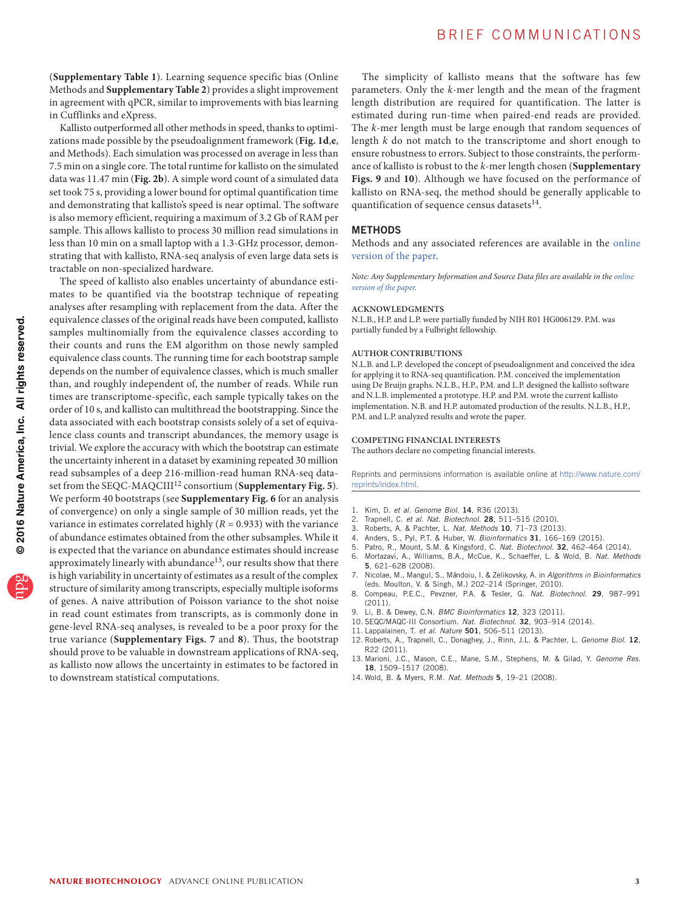(**Supplementary Table 1**). Learning sequence specific bias (Online Methods and **Supplementary Table 2**) provides a slight improvement in agreement with qPCR, similar to improvements with bias learning in Cufflinks and eXpress.

Kallisto outperformed all other methods in speed, thanks to optimizations made possible by the pseudoalignment framework (**Fig. 1d**,**e**, and Methods). Each simulation was processed on average in less than 7.5 min on a single core. The total runtime for kallisto on the simulated data was 11.47 min (**Fig. 2b**). A simple word count of a simulated data set took 75 s, providing a lower bound for optimal quantification time and demonstrating that kallisto's speed is near optimal. The software is also memory efficient, requiring a maximum of 3.2 Gb of RAM per sample. This allows kallisto to process 30 million read simulations in less than 10 min on a small laptop with a 1.3-GHz processor, demonstrating that with kallisto, RNA-seq analysis of even large data sets is tractable on non-specialized hardware.

The speed of kallisto also enables uncertainty of abundance estimates to be quantified via the bootstrap technique of repeating analyses after resampling with replacement from the data. After the equivalence classes of the original reads have been computed, kallisto samples multinomially from the equivalence classes according to their counts and runs the EM algorithm on those newly sampled equivalence class counts. The running time for each bootstrap sample depends on the number of equivalence classes, which is much smaller than, and roughly independent of, the number of reads. While run times are transcriptome-specific, each sample typically takes on the order of 10 s, and kallisto can multithread the bootstrapping. Since the data associated with each bootstrap consists solely of a set of equivalence class counts and transcript abundances, the memory usage is trivial. We explore the accuracy with which the bootstrap can estimate the uncertainty inherent in a dataset by examining repeated 30 million read subsamples of a deep 216-million-read human RNA-seq dataset from the SEQC-MAQCIII[12] consortium (**Supplementary Fig. 5**). We perform 40 bootstraps (see **Supplementary Fig. 6** for an analysis of convergence) on only a single sample of 30 million reads, yet the variance in estimates correlated highly ($R = 0.933$) with the variance of abundance estimates obtained from the other subsamples. While it is expected that the variance on abundance estimates should increase approximately linearly with abundance[13], our results show that there is high variability in uncertainty of estimates as a result of the complex structure of similarity among transcripts, especially multiple isoforms of genes. A naive attribution of Poisson variance to the shot noise in read count estimates from transcripts, as is commonly done in gene-level RNA-seq analyses, is revealed to be a poor proxy for the true variance (**Supplementary Figs. 7** and **8**). Thus, the bootstrap should prove to be valuable in downstream applications of RNA-seq, as kallisto now allows the uncertainty in estimates to be factored in to downstream statistical computations.

The simplicity of kallisto means that the software has few parameters. Only the *k*-mer length and the mean of the fragment length distribution are required for quantification. The latter is estimated during run-time when paired-end reads are provided. The *k*-mer length must be large enough that random sequences of length *k* do not match to the transcriptome and short enough to ensure robustness to errors. Subject to those constraints, the performance of kallisto is robust to the *k*-mer length chosen (**Supplementary Figs. 9** and **10**). Although we have focused on the performance of kallisto on RNA-seq, the method should be generally applicable to quantification of sequence census datasets[14].

## METHODS

Methods and any associated references are available in the online version of the paper.

*Note: Any Supplementary Information and Source Data files are available in the online version of the paper.*

### ACKNOWLEDGMENTS

N.L.B., H.P. and L.P. were partially funded by NIH R01 HG006129. P.M. was partially funded by a Fulbright fellowship.

### AUTHOR CONTRIBUTIONS

N.L.B. and L.P. developed the concept of pseudoalignment and conceived the idea for applying it to RNA-seq quantification. P.M. conceived the implementation using De Bruijn graphs. N.L.B., H.P., P.M. and L.P. designed the kallisto software and N.L.B. implemented a prototype. H.P. and P.M. wrote the current kallisto implementation. N.B. and H.P. automated production of the results. N.L.B., H.P., P.M. and L.P. analyzed results and wrote the paper.

### COMPETING FINANCIAL INTERESTS

The authors declare no competing financial interests.

Reprints and permissions information is available online at http://www.nature.com/reprints/index.html.

1. Kim, D. *et al. Genome Biol.* **14**, R36 (2013).
2. Trapnell, C. *et al. Nat. Biotechnol.* **28**, 511–515 (2010).
3. Roberts, A. & Pachter, L. *Nat. Methods* **10**, 71–73 (2013).
4. Anders, S., Pyl, P.T. & Huber, W. *Bioinformatics* **31**, 166–169 (2015).
5. Patro, R., Mount, S.M. & Kingsford, C. *Nat. Biotechnol.* **32**, 462–464 (2014).
6. Mortazavi, A., Williams, B.A., McCue, K., Schaeffer, L. & Wold, B. *Nat. Methods* **5**, 621–628 (2008).
7. Nicolae, M., Mangul, S., Măndoiu, I. & Zelikovsky, A. in *Algorithms in Bioinformatics* (eds. Moulton, V. & Singh, M.) 202–214 (Springer, 2010).
8. Compeau, P.E.C., Pevzner, P.A. & Tesler, G. *Nat. Biotechnol.* **29**, 987–991 (2011).
9. Li, B. & Dewey, C.N. *BMC Bioinformatics* **12**, 323 (2011).
10. SEQC/MAQC-III Consortium. *Nat. Biotechnol.* **32**, 903–914 (2014).
11. Lappalainen, T. *et al. Nature* **501**, 506–511 (2013).
12. Roberts, A., Trapnell, C., Donaghey, J., Rinn, J.L. & Pachter, L. *Genome Biol.* **12**, R22 (2011).
13. Marioni, J.C., Mason, C.E., Mane, S.M., Stephens, M. & Gilad, Y. *Genome Res.* **18**, 1509–1517 (2008).
14. Wold, B. & Myers, R.M. *Nat. Methods* **5**, 19–21 (2008).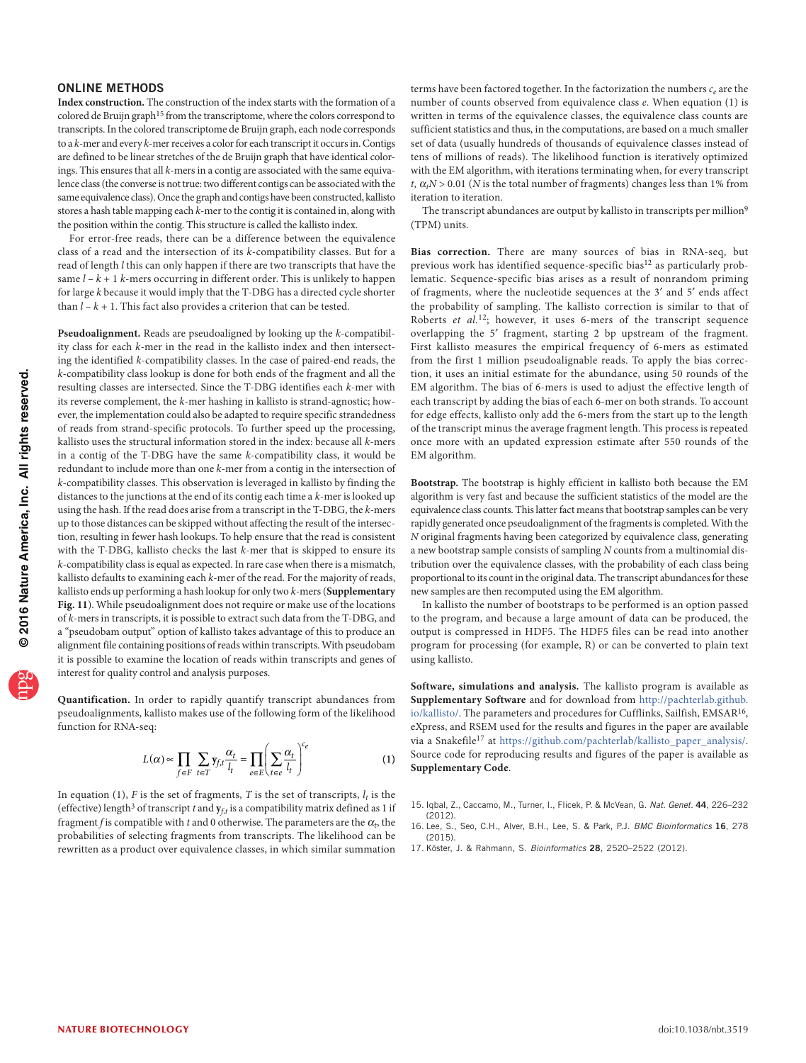## ONLINE METHODS

**Index construction.** The construction of the index starts with the formation of a colored de Bruijn graph[15] from the transcriptome, where the colors correspond to transcripts. In the colored transcriptome de Bruijn graph, each node corresponds to a $k$-mer and every $k$-mer receives a color for each transcript it occurs in. Contigs are defined to be linear stretches of the de Bruijn graph that have identical colorings. This ensures that all $k$-mers in a contig are associated with the same equivalence class (the converse is not true: two different contigs can be associated with the same equivalence class). Once the graph and contigs have been constructed, kallisto stores a hash table mapping each $k$-mer to the contig it is contained in, along with the position within the contig. This structure is called the kallisto index.

For error-free reads, there can be a difference between the equivalence class of a read and the intersection of its $k$-compatibility classes. But for a read of length $l$ this can only happen if there are two transcripts that have the same $l - k + 1$ $k$-mers occurring in different order. This is unlikely to happen for large $k$ because it would imply that the T-DBG has a directed cycle shorter than $l - k + 1$. This fact also provides a criterion that can be tested.

**Pseudoalignment.** Reads are pseudoaligned by looking up the $k$-compatibility class for each $k$-mer in the read in the kallisto index and then intersecting the identified $k$-compatibility classes. In the case of paired-end reads, the $k$-compatibility class lookup is done for both ends of the fragment and all the resulting classes are intersected. Since the T-DBG identifies each $k$-mer with its reverse complement, the $k$-mer hashing in kallisto is strand-agnostic; however, the implementation could also be adapted to require specific strandedness of reads from strand-specific protocols. To further speed up the processing, kallisto uses the structural information stored in the index: because all $k$-mers in a contig of the T-DBG have the same $k$-compatibility class, it would be redundant to include more than one $k$-mer from a contig in the intersection of $k$-compatibility classes. This observation is leveraged in kallisto by finding the distances to the junctions at the end of its contig each time a $k$-mer is looked up using the hash. If the read does arise from a transcript in the T-DBG, the $k$-mers up to those distances can be skipped without affecting the result of the intersection, resulting in fewer hash lookups. To help ensure that the read is consistent with the T-DBG, kallisto checks the last $k$-mer that is skipped to ensure its $k$-compatibility class is equal as expected. In rare case when there is a mismatch, kallisto defaults to examining each $k$-mer of the read. For the majority of reads, kallisto ends up performing a hash lookup for only two $k$-mers (**Supplementary Fig. 11**). While pseudoalignment does not require or make use of the locations of $k$-mers in transcripts, it is possible to extract such data from the T-DBG, and a "pseudobam output" option of kallisto takes advantage of this to produce an alignment file containing positions of reads within transcripts. With pseudobam it is possible to examine the location of reads within transcripts and genes of interest for quality control and analysis purposes.

**Quantification.** In order to rapidly quantify transcript abundances from pseudoalignments, kallisto makes use of the following form of the likelihood function for RNA-seq:

$$L(\alpha) \propto \prod_{f \in F} \sum_{t \in T} y_{f,t} \frac{\alpha_t}{l_t} = \prod_{e \in E} \left( \sum_{t \in e} \frac{\alpha_t}{l_t} \right)^{c_e} \quad (1)$$

In equation (1), $F$ is the set of fragments, $T$ is the set of transcripts, $l_t$ is the (effective) length[3] of transcript $t$ and $y_{f,t}$ is a compatibility matrix defined as 1 if fragment $f$ is compatible with $t$ and 0 otherwise. The parameters are the $\alpha_t$, the probabilities of selecting fragments from transcripts. The likelihood can be rewritten as a product over equivalence classes, in which similar summation terms have been factored together. In the factorization the numbers $c_e$ are the number of counts observed from equivalence class $e$. When equation (1) is written in terms of the equivalence classes, the equivalence class counts are sufficient statistics and thus, in the computations, are based on a much smaller set of data (usually hundreds of thousands of equivalence classes instead of tens of millions of reads). The likelihood function is iteratively optimized with the EM algorithm, with iterations terminating when, for every transcript $t$, $\alpha_t N > 0.01$ ($N$ is the total number of fragments) changes less than 1% from iteration to iteration.

The transcript abundances are output by kallisto in transcripts per million[9] (TPM) units.

**Bias correction.** There are many sources of bias in RNA-seq, but previous work has identified sequence-specific bias[12] as particularly problematic. Sequence-specific bias arises as a result of nonrandom priming of fragments, where the nucleotide sequences at the 3′ and 5′ ends affect the probability of sampling. The kallisto correction is similar to that of Roberts *et al.*[12]; however, it uses 6-mers of the transcript sequence overlapping the 5′ fragment, starting 2 bp upstream of the fragment. First kallisto measures the empirical frequency of 6-mers as estimated from the first 1 million pseudoalignable reads. To apply the bias correction, it uses an initial estimate for the abundance, using 50 rounds of the EM algorithm. The bias of 6-mers is used to adjust the effective length of each transcript by adding the bias of each 6-mer on both strands. To account for edge effects, kallisto only add the 6-mers from the start up to the length of the transcript minus the average fragment length. This process is repeated once more with an updated expression estimate after 550 rounds of the EM algorithm.

**Bootstrap.** The bootstrap is highly efficient in kallisto both because the EM algorithm is very fast and because the sufficient statistics of the model are the equivalence class counts. This latter fact means that bootstrap samples can be very rapidly generated once pseudoalignment of the fragments is completed. With the $N$ original fragments having been categorized by equivalence class, generating a new bootstrap sample consists of sampling $N$ counts from a multinomial distribution over the equivalence classes, with the probability of each class being proportional to its count in the original data. The transcript abundances for these new samples are then recomputed using the EM algorithm.

In kallisto the number of bootstraps to be performed is an option passed to the program, and because a large amount of data can be produced, the output is compressed in HDF5. The HDF5 files can be read into another program for processing (for example, R) or can be converted to plain text using kallisto.

**Software, simulations and analysis.** The kallisto program is available as **Supplementary Software** and for download from http://pachterlab.github.io/kallisto/. The parameters and procedures for Cufflinks, Sailfish, EMSAR[16], eXpress, and RSEM used for the results and figures in the paper are available via a Snakefile[17] at https://github.com/pachterlab/kallisto_paper_analysis/. Source code for reproducing results and figures of the paper is available as **Supplementary Code**.

15. Iqbal, Z., Caccamo, M., Turner, I., Flicek, P. & McVean, G. *Nat. Genet.* **44**, 226–232 (2012).
16. Lee, S., Seo, C.H., Alver, B.H., Lee, S. & Park, P.J. *BMC Bioinformatics* **16**, 278 (2015).
17. Köster, J. & Rahmann, S. *Bioinformatics* **28**, 2520–2522 (2012).